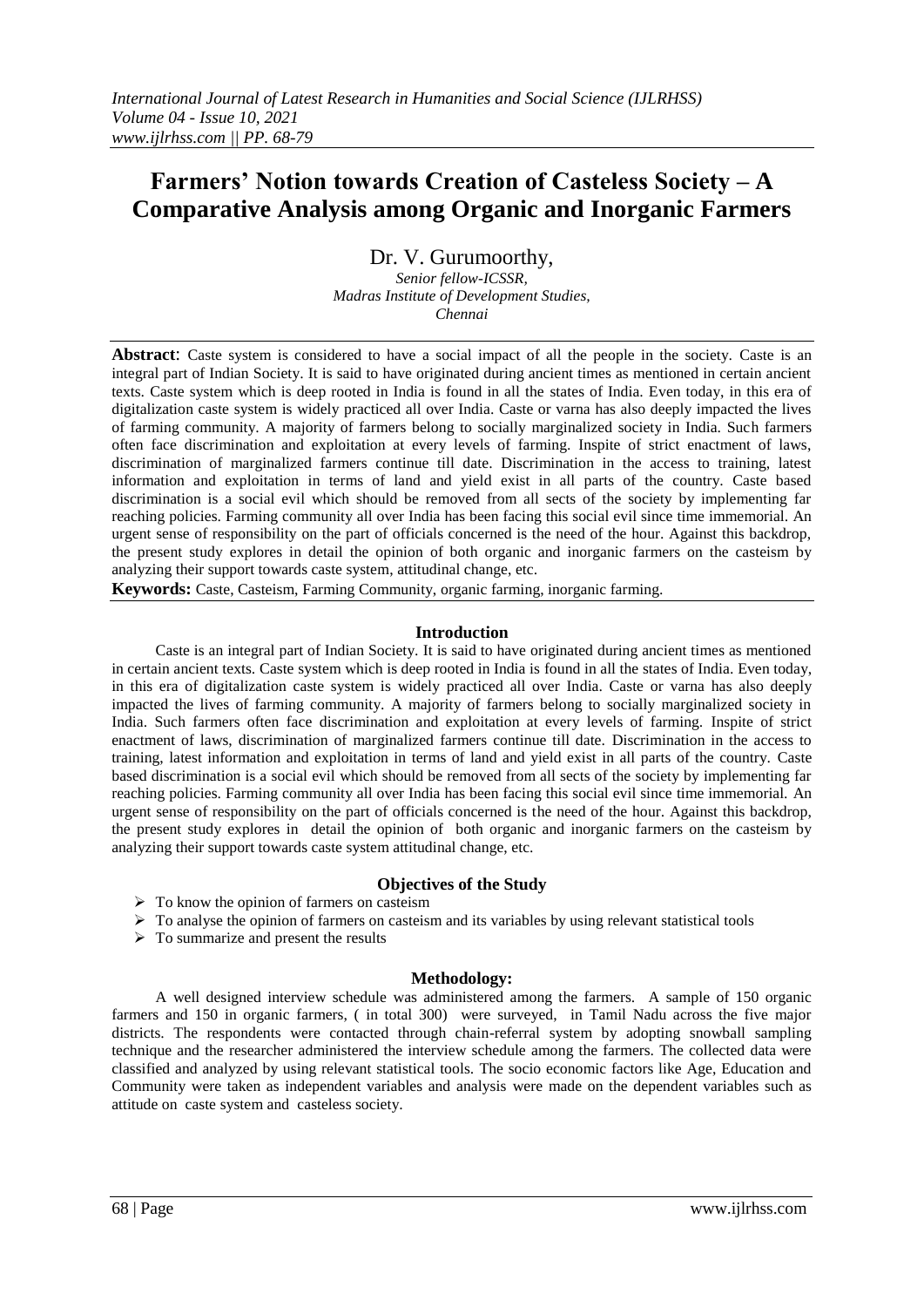# Farmers' Notion towards Creation of Casteless Society – A Comparative Analysis among Organic and Inorganic Farmers

Dr. V. Gurumoorthy,

*Senior fellow-ICSSR,*
*Madras Institute of Development Studies,*
*Chennai*

**Abstract**: Caste system is considered to have a social impact of all the people in the society. Caste is an integral part of Indian Society. It is said to have originated during ancient times as mentioned in certain ancient texts. Caste system which is deep rooted in India is found in all the states of India. Even today, in this era of digitalization caste system is widely practiced all over India. Caste or varna has also deeply impacted the lives of farming community. A majority of farmers belong to socially marginalized society in India. Such farmers often face discrimination and exploitation at every levels of farming. Inspite of strict enactment of laws, discrimination of marginalized farmers continue till date. Discrimination in the access to training, latest information and exploitation in terms of land and yield exist in all parts of the country. Caste based discrimination is a social evil which should be removed from all sects of the society by implementing far reaching policies. Farming community all over India has been facing this social evil since time immemorial. An urgent sense of responsibility on the part of officials concerned is the need of the hour. Against this backdrop, the present study explores in detail the opinion of both organic and inorganic farmers on the casteism by analyzing their support towards caste system, attitudinal change, etc.

**Keywords:** Caste, Casteism, Farming Community, organic farming, inorganic farming.

## Introduction

Caste is an integral part of Indian Society. It is said to have originated during ancient times as mentioned in certain ancient texts. Caste system which is deep rooted in India is found in all the states of India. Even today, in this era of digitalization caste system is widely practiced all over India. Caste or varna has also deeply impacted the lives of farming community. A majority of farmers belong to socially marginalized society in India. Such farmers often face discrimination and exploitation at every levels of farming. Inspite of strict enactment of laws, discrimination of marginalized farmers continue till date. Discrimination in the access to training, latest information and exploitation in terms of land and yield exist in all parts of the country. Caste based discrimination is a social evil which should be removed from all sects of the society by implementing far reaching policies. Farming community all over India has been facing this social evil since time immemorial. An urgent sense of responsibility on the part of officials concerned is the need of the hour. Against this backdrop, the present study explores in detail the opinion of both organic and inorganic farmers on the casteism by analyzing their support towards caste system attitudinal change, etc.

## Objectives of the Study

- To know the opinion of farmers on casteism
- To analyse the opinion of farmers on casteism and its variables by using relevant statistical tools
- To summarize and present the results

## Methodology:

A well designed interview schedule was administered among the farmers. A sample of 150 organic farmers and 150 in organic farmers, ( in total 300) were surveyed, in Tamil Nadu across the five major districts. The respondents were contacted through chain-referral system by adopting snowball sampling technique and the researcher administered the interview schedule among the farmers. The collected data were classified and analyzed by using relevant statistical tools. The socio economic factors like Age, Education and Community were taken as independent variables and analysis were made on the dependent variables such as attitude on caste system and casteless society.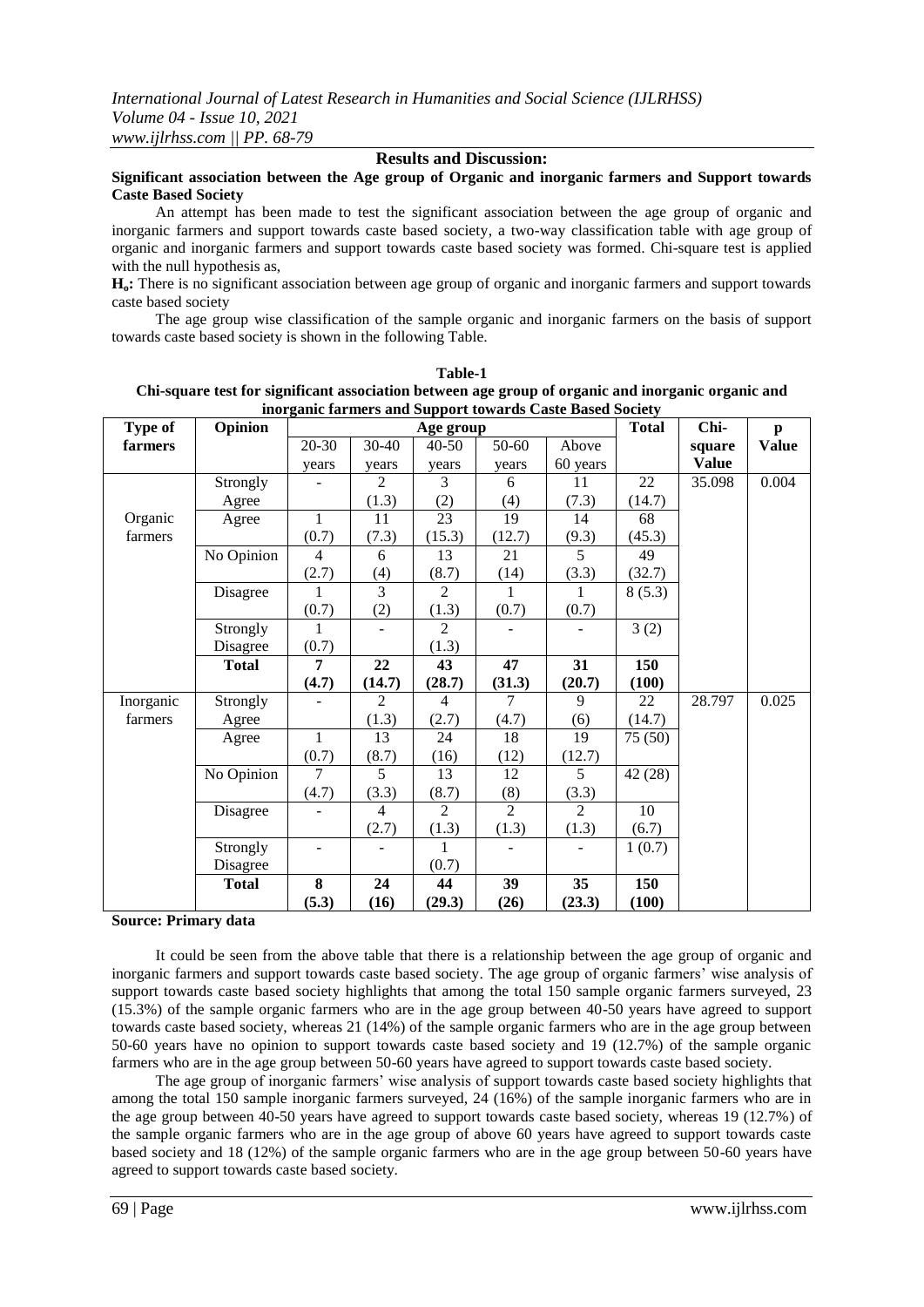## Results and Discussion:

**Significant association between the Age group of Organic and inorganic farmers and Support towards Caste Based Society**

An attempt has been made to test the significant association between the age group of organic and inorganic farmers and support towards caste based society, a two-way classification table with age group of organic and inorganic farmers and support towards caste based society was formed. Chi-square test is applied with the null hypothesis as,

**$H_o$:** There is no significant association between age group of organic and inorganic farmers and support towards caste based society

The age group wise classification of the sample organic and inorganic farmers on the basis of support towards caste based society is shown in the following Table.

**Table-1**
**Chi-square test for significant association between age group of organic and inorganic organic and inorganic farmers and Support towards Caste Based Society**

| Type of farmers | Opinion | Age group | | | | | Total | Chi-square Value | p Value |
|---|---|---|---|---|---|---|---|---|---|
| | | 20-30 years | 30-40 years | 40-50 years | 50-60 years | Above 60 years | | | |
| Organic farmers | Strongly Agree | - | 2 (1.3) | 3 (2) | 6 (4) | 11 (7.3) | 22 (14.7) | 35.098 | 0.004 |
| | Agree | 1 (0.7) | 11 (7.3) | 23 (15.3) | 19 (12.7) | 14 (9.3) | 68 (45.3) | | |
| | No Opinion | 4 (2.7) | 6 (4) | 13 (8.7) | 21 (14) | 5 (3.3) | 49 (32.7) | | |
| | Disagree | 1 (0.7) | 3 (2) | 2 (1.3) | 1 (0.7) | 1 (0.7) | 8 (5.3) | | |
| | Strongly Disagree | 1 (0.7) | - | 2 (1.3) | - | - | 3 (2) | | |
| | **Total** | **7 (4.7)** | **22 (14.7)** | **43 (28.7)** | **47 (31.3)** | **31 (20.7)** | **150 (100)** | | |
| Inorganic farmers | Strongly Agree | - | 2 (1.3) | 4 (2.7) | 7 (4.7) | 9 (6) | 22 (14.7) | 28.797 | 0.025 |
| | Agree | 1 (0.7) | 13 (8.7) | 24 (16) | 18 (12) | 19 (12.7) | 75 (50) | | |
| | No Opinion | 7 (4.7) | 5 (3.3) | 13 (8.7) | 12 (8) | 5 (3.3) | 42 (28) | | |
| | Disagree | - | 4 (2.7) | 2 (1.3) | 2 (1.3) | 2 (1.3) | 10 (6.7) | | |
| | Strongly Disagree | - | - | 1 (0.7) | - | - | 1 (0.7) | | |
| | **Total** | **8 (5.3)** | **24 (16)** | **44 (29.3)** | **39 (26)** | **35 (23.3)** | **150 (100)** | | |

**Source: Primary data**

It could be seen from the above table that there is a relationship between the age group of organic and inorganic farmers and support towards caste based society. The age group of organic farmers' wise analysis of support towards caste based society highlights that among the total 150 sample organic farmers surveyed, 23 (15.3%) of the sample organic farmers who are in the age group between 40-50 years have agreed to support towards caste based society, whereas 21 (14%) of the sample organic farmers who are in the age group between 50-60 years have no opinion to support towards caste based society and 19 (12.7%) of the sample organic farmers who are in the age group between 50-60 years have agreed to support towards caste based society.

The age group of inorganic farmers' wise analysis of support towards caste based society highlights that among the total 150 sample inorganic farmers surveyed, 24 (16%) of the sample inorganic farmers who are in the age group between 40-50 years have agreed to support towards caste based society, whereas 19 (12.7%) of the sample organic farmers who are in the age group of above 60 years have agreed to support towards caste based society and 18 (12%) of the sample organic farmers who are in the age group between 50-60 years have agreed to support towards caste based society.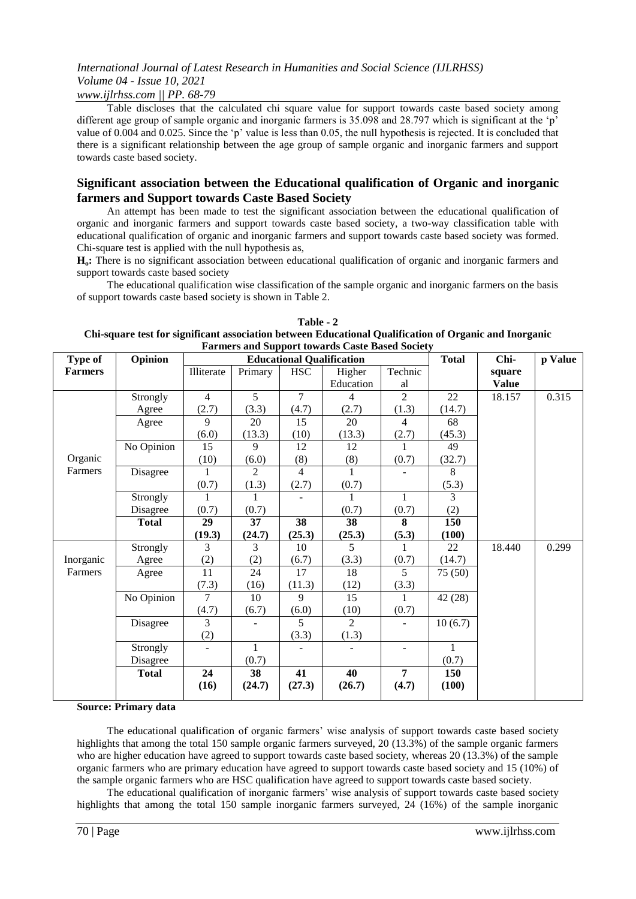Table discloses that the calculated chi square value for support towards caste based society among different age group of sample organic and inorganic farmers is 35.098 and 28.797 which is significant at the 'p' value of 0.004 and 0.025. Since the 'p' value is less than 0.05, the null hypothesis is rejected. It is concluded that there is a significant relationship between the age group of sample organic and inorganic farmers and support towards caste based society.

## Significant association between the Educational qualification of Organic and inorganic farmers and Support towards Caste Based Society

An attempt has been made to test the significant association between the educational qualification of organic and inorganic farmers and support towards caste based society, a two-way classification table with educational qualification of organic and inorganic farmers and support towards caste based society was formed. Chi-square test is applied with the null hypothesis as,

**$H_o$:** There is no significant association between educational qualification of organic and inorganic farmers and support towards caste based society

The educational qualification wise classification of the sample organic and inorganic farmers on the basis of support towards caste based society is shown in Table 2.

**Table - 2**
**Chi-square test for significant association between Educational Qualification of Organic and Inorganic Farmers and Support towards Caste Based Society**

| Type of Farmers | Opinion | Educational Qualification | | | | | Total | Chi-square Value | p Value |
|---|---|---|---|---|---|---|---|---|---|
| | | Illiterate | Primary | HSC | Higher Education | Technical | | | |
| Organic Farmers | Strongly Agree | 4 (2.7) | 5 (3.3) | 7 (4.7) | 4 (2.7) | 2 (1.3) | 22 (14.7) | 18.157 | 0.315 |
| | Agree | 9 (6.0) | 20 (13.3) | 15 (10) | 20 (13.3) | 4 (2.7) | 68 (45.3) | | |
| | No Opinion | 15 (10) | 9 (6.0) | 12 (8) | 12 (8) | 1 (0.7) | 49 (32.7) | | |
| | Disagree | 1 (0.7) | 2 (1.3) | 4 (2.7) | 1 (0.7) | - | 8 (5.3) | | |
| | Strongly Disagree | 1 (0.7) | 1 (0.7) | - | 1 (0.7) | 1 (0.7) | 3 (2) | | |
| | **Total** | **29 (19.3)** | **37 (24.7)** | **38 (25.3)** | **38 (25.3)** | **8 (5.3)** | **150 (100)** | | |
| Inorganic Farmers | Strongly Agree | 3 (2) | 3 (2) | 10 (6.7) | 5 (3.3) | 1 (0.7) | 22 (14.7) | 18.440 | 0.299 |
| | Agree | 11 (7.3) | 24 (16) | 17 (11.3) | 18 (12) | 5 (3.3) | 75 (50) | | |
| | No Opinion | 7 (4.7) | 10 (6.7) | 9 (6.0) | 15 (10) | 1 (0.7) | 42 (28) | | |
| | Disagree | 3 (2) | - | 5 (3.3) | 2 (1.3) | - | 10 (6.7) | | |
| | Strongly Disagree | - | 1 (0.7) | - | - | - | 1 (0.7) | | |
| | **Total** | **24 (16)** | **38 (24.7)** | **41 (27.3)** | **40 (26.7)** | **7 (4.7)** | **150 (100)** | | |

**Source: Primary data**

The educational qualification of organic farmers' wise analysis of support towards caste based society highlights that among the total 150 sample organic farmers surveyed, 20 (13.3%) of the sample organic farmers who are higher education have agreed to support towards caste based society, whereas 20 (13.3%) of the sample organic farmers who are primary education have agreed to support towards caste based society and 15 (10%) of the sample organic farmers who are HSC qualification have agreed to support towards caste based society.

The educational qualification of inorganic farmers' wise analysis of support towards caste based society highlights that among the total 150 sample inorganic farmers surveyed, 24 (16%) of the sample inorganic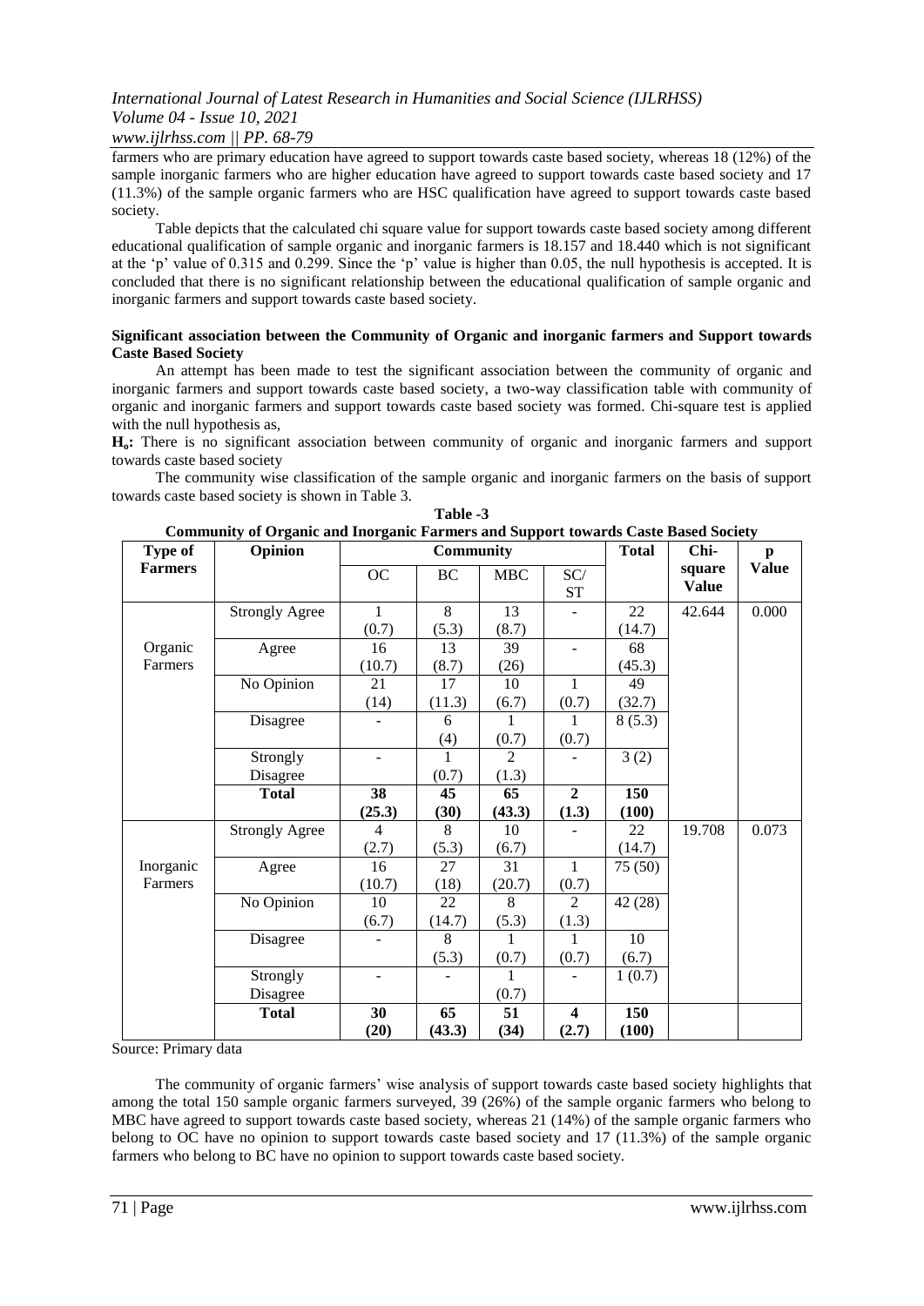farmers who are primary education have agreed to support towards caste based society, whereas 18 (12%) of the sample inorganic farmers who are higher education have agreed to support towards caste based society and 17 (11.3%) of the sample organic farmers who are HSC qualification have agreed to support towards caste based society.

Table depicts that the calculated chi square value for support towards caste based society among different educational qualification of sample organic and inorganic farmers is 18.157 and 18.440 which is not significant at the 'p' value of 0.315 and 0.299. Since the 'p' value is higher than 0.05, the null hypothesis is accepted. It is concluded that there is no significant relationship between the educational qualification of sample organic and inorganic farmers and support towards caste based society.

**Significant association between the Community of Organic and inorganic farmers and Support towards Caste Based Society**

An attempt has been made to test the significant association between the community of organic and inorganic farmers and support towards caste based society, a two-way classification table with community of organic and inorganic farmers and support towards caste based society was formed. Chi-square test is applied with the null hypothesis as,

**$H_o$:** There is no significant association between community of organic and inorganic farmers and support towards caste based society

The community wise classification of the sample organic and inorganic farmers on the basis of support towards caste based society is shown in Table 3.

**Table -3**
**Community of Organic and Inorganic Farmers and Support towards Caste Based Society**

| Type of Farmers | Opinion | Community | | | | Total | Chi-square Value | p Value |
|---|---|---|---|---|---|---|---|---|
| | | OC | BC | MBC | SC/ ST | | | |
| Organic Farmers | Strongly Agree | 1 (0.7) | 8 (5.3) | 13 (8.7) | - | 22 (14.7) | 42.644 | 0.000 |
| | Agree | 16 (10.7) | 13 (8.7) | 39 (26) | - | 68 (45.3) | | |
| | No Opinion | 21 (14) | 17 (11.3) | 10 (6.7) | 1 (0.7) | 49 (32.7) | | |
| | Disagree | - | 6 (4) | 1 (0.7) | 1 (0.7) | 8 (5.3) | | |
| | Strongly Disagree | - | 1 (0.7) | 2 (1.3) | - | 3 (2) | | |
| | **Total** | **38 (25.3)** | **45 (30)** | **65 (43.3)** | **2 (1.3)** | **150 (100)** | | |
| Inorganic Farmers | Strongly Agree | 4 (2.7) | 8 (5.3) | 10 (6.7) | - | 22 (14.7) | 19.708 | 0.073 |
| | Agree | 16 (10.7) | 27 (18) | 31 (20.7) | 1 (0.7) | 75 (50) | | |
| | No Opinion | 10 (6.7) | 22 (14.7) | 8 (5.3) | 2 (1.3) | 42 (28) | | |
| | Disagree | - | 8 (5.3) | 1 (0.7) | 1 (0.7) | 10 (6.7) | | |
| | Strongly Disagree | - | - | 1 (0.7) | - | 1 (0.7) | | |
| | **Total** | **30 (20)** | **65 (43.3)** | **51 (34)** | **4 (2.7)** | **150 (100)** | | |

Source: Primary data

The community of organic farmers' wise analysis of support towards caste based society highlights that among the total 150 sample organic farmers surveyed, 39 (26%) of the sample organic farmers who belong to MBC have agreed to support towards caste based society, whereas 21 (14%) of the sample organic farmers who belong to OC have no opinion to support towards caste based society and 17 (11.3%) of the sample organic farmers who belong to BC have no opinion to support towards caste based society.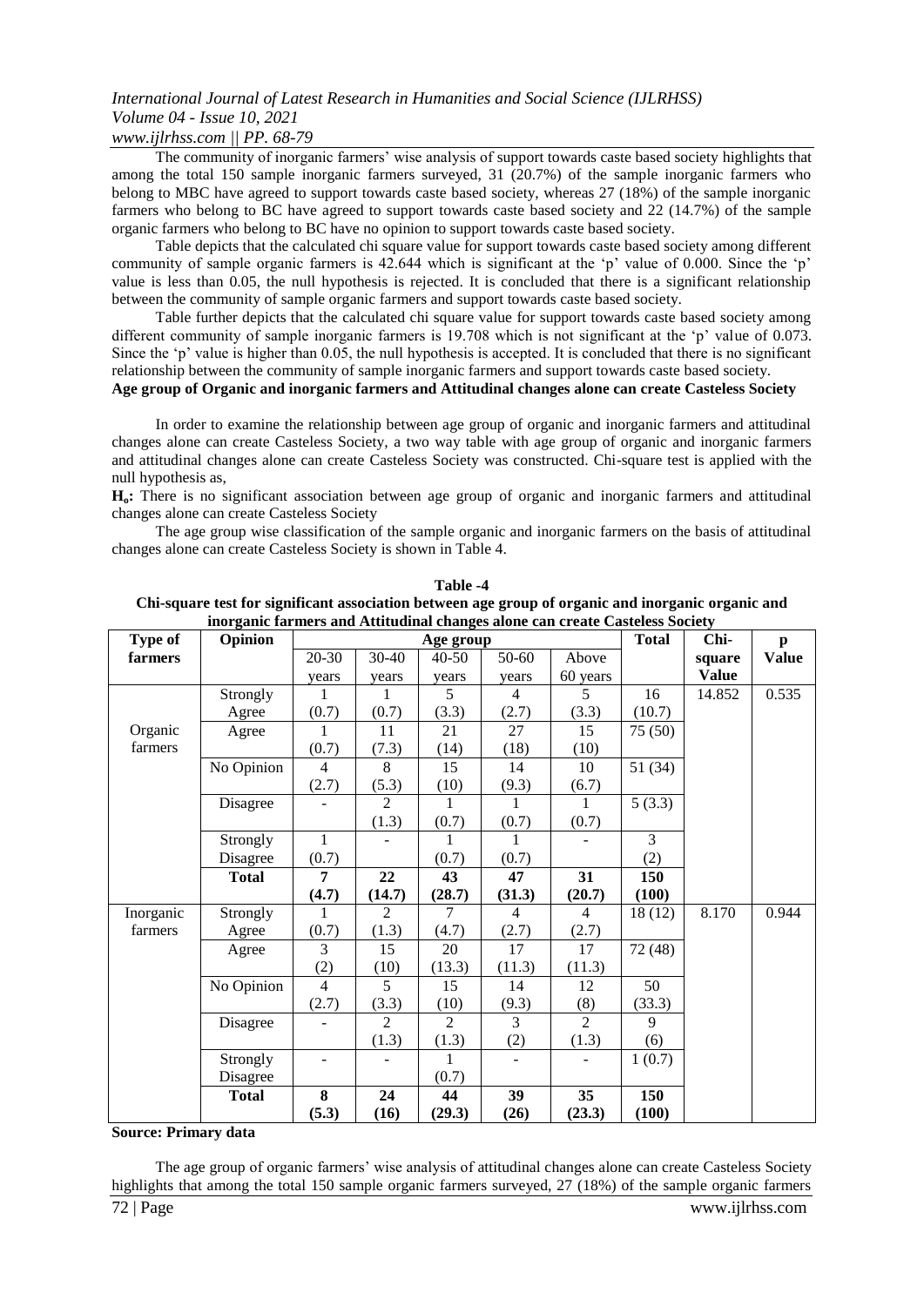The community of inorganic farmers' wise analysis of support towards caste based society highlights that among the total 150 sample inorganic farmers surveyed, 31 (20.7%) of the sample inorganic farmers who belong to MBC have agreed to support towards caste based society, whereas 27 (18%) of the sample inorganic farmers who belong to BC have agreed to support towards caste based society and 22 (14.7%) of the sample organic farmers who belong to BC have no opinion to support towards caste based society.

Table depicts that the calculated chi square value for support towards caste based society among different community of sample organic farmers is 42.644 which is significant at the 'p' value of 0.000. Since the 'p' value is less than 0.05, the null hypothesis is rejected. It is concluded that there is a significant relationship between the community of sample organic farmers and support towards caste based society.

Table further depicts that the calculated chi square value for support towards caste based society among different community of sample inorganic farmers is 19.708 which is not significant at the 'p' value of 0.073. Since the 'p' value is higher than 0.05, the null hypothesis is accepted. It is concluded that there is no significant relationship between the community of sample inorganic farmers and support towards caste based society.

**Age group of Organic and inorganic farmers and Attitudinal changes alone can create Casteless Society**

In order to examine the relationship between age group of organic and inorganic farmers and attitudinal changes alone can create Casteless Society, a two way table with age group of organic and inorganic farmers and attitudinal changes alone can create Casteless Society was constructed. Chi-square test is applied with the null hypothesis as,

**$H_o$:** There is no significant association between age group of organic and inorganic farmers and attitudinal changes alone can create Casteless Society

The age group wise classification of the sample organic and inorganic farmers on the basis of attitudinal changes alone can create Casteless Society is shown in Table 4.

**Table -4**

**Chi-square test for significant association between age group of organic and inorganic organic and inorganic farmers and Attitudinal changes alone can create Casteless Society**

| Type of farmers | Opinion | Age group | | | | | Total | Chi-square Value | p Value |
|---|---|---|---|---|---|---|---|---|---|
| | | 20-30 years | 30-40 years | 40-50 years | 50-60 years | Above 60 years | | | |
| Organic farmers | Strongly Agree | 1 (0.7) | 1 (0.7) | 5 (3.3) | 4 (2.7) | 5 (3.3) | 16 (10.7) | 14.852 | 0.535 |
| | Agree | 1 (0.7) | 11 (7.3) | 21 (14) | 27 (18) | 15 (10) | 75 (50) | | |
| | No Opinion | 4 (2.7) | 8 (5.3) | 15 (10) | 14 (9.3) | 10 (6.7) | 51 (34) | | |
| | Disagree | - | 2 (1.3) | 1 (0.7) | 1 (0.7) | 1 (0.7) | 5 (3.3) | | |
| | Strongly Disagree | 1 (0.7) | - | 1 (0.7) | 1 (0.7) | - | 3 (2) | | |
| | **Total** | **7 (4.7)** | **22 (14.7)** | **43 (28.7)** | **47 (31.3)** | **31 (20.7)** | **150 (100)** | | |
| Inorganic farmers | Strongly Agree | 1 (0.7) | 2 (1.3) | 7 (4.7) | 4 (2.7) | 4 (2.7) | 18 (12) | 8.170 | 0.944 |
| | Agree | 3 (2) | 15 (10) | 20 (13.3) | 17 (11.3) | 17 (11.3) | 72 (48) | | |
| | No Opinion | 4 (2.7) | 5 (3.3) | 15 (10) | 14 (9.3) | 12 (8) | 50 (33.3) | | |
| | Disagree | - | 2 (1.3) | 2 (1.3) | 3 (2) | 2 (1.3) | 9 (6) | | |
| | Strongly Disagree | - | - | 1 (0.7) | - | - | 1 (0.7) | | |
| | **Total** | **8 (5.3)** | **24 (16)** | **44 (29.3)** | **39 (26)** | **35 (23.3)** | **150 (100)** | | |

**Source: Primary data**

The age group of organic farmers' wise analysis of attitudinal changes alone can create Casteless Society highlights that among the total 150 sample organic farmers surveyed, 27 (18%) of the sample organic farmers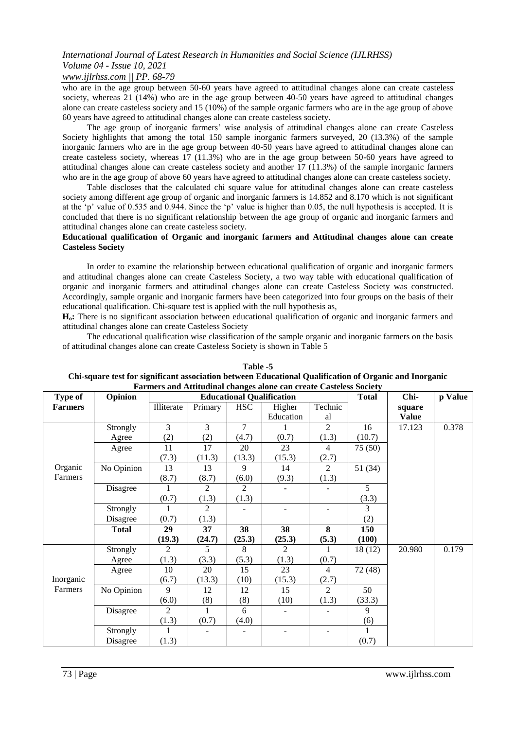who are in the age group between 50-60 years have agreed to attitudinal changes alone can create casteless society, whereas 21 (14%) who are in the age group between 40-50 years have agreed to attitudinal changes alone can create casteless society and 15 (10%) of the sample organic farmers who are in the age group of above 60 years have agreed to attitudinal changes alone can create casteless society.

The age group of inorganic farmers' wise analysis of attitudinal changes alone can create Casteless Society highlights that among the total 150 sample inorganic farmers surveyed, 20 (13.3%) of the sample inorganic farmers who are in the age group between 40-50 years have agreed to attitudinal changes alone can create casteless society, whereas 17 (11.3%) who are in the age group between 50-60 years have agreed to attitudinal changes alone can create casteless society and another 17 (11.3%) of the sample inorganic farmers who are in the age group of above 60 years have agreed to attitudinal changes alone can create casteless society.

Table discloses that the calculated chi square value for attitudinal changes alone can create casteless society among different age group of organic and inorganic farmers is 14.852 and 8.170 which is not significant at the 'p' value of 0.535 and 0.944. Since the 'p' value is higher than 0.05, the null hypothesis is accepted. It is concluded that there is no significant relationship between the age group of organic and inorganic farmers and attitudinal changes alone can create casteless society.

**Educational qualification of Organic and inorganic farmers and Attitudinal changes alone can create Casteless Society**

In order to examine the relationship between educational qualification of organic and inorganic farmers and attitudinal changes alone can create Casteless Society, a two way table with educational qualification of organic and inorganic farmers and attitudinal changes alone can create Casteless Society was constructed. Accordingly, sample organic and inorganic farmers have been categorized into four groups on the basis of their educational qualification. Chi-square test is applied with the null hypothesis as,

**$H_o$:** There is no significant association between educational qualification of organic and inorganic farmers and attitudinal changes alone can create Casteless Society

The educational qualification wise classification of the sample organic and inorganic farmers on the basis of attitudinal changes alone can create Casteless Society is shown in Table 5

**Table -5**
**Chi-square test for significant association between Educational Qualification of Organic and Inorganic Farmers and Attitudinal changes alone can create Casteless Society**

| Type of Farmers | Opinion | Educational Qualification | | | | | Total | Chi-square Value | p Value |
|---|---|---|---|---|---|---|---|---|---|
| | | Illiterate | Primary | HSC | Higher Education | Technical | | | |
| Organic Farmers | Strongly Agree | 3 (2) | 3 (2) | 7 (4.7) | 1 (0.7) | 2 (1.3) | 16 (10.7) | 17.123 | 0.378 |
| | Agree | 11 (7.3) | 17 (11.3) | 20 (13.3) | 23 (15.3) | 4 (2.7) | 75 (50) | | |
| | No Opinion | 13 (8.7) | 13 (8.7) | 9 (6.0) | 14 (9.3) | 2 (1.3) | 51 (34) | | |
| | Disagree | 1 (0.7) | 2 (1.3) | 2 (1.3) | - | - | 5 (3.3) | | |
| | Strongly Disagree | 1 (0.7) | 2 (1.3) | - | - | - | 3 (2) | | |
| | **Total** | **29 (19.3)** | **37 (24.7)** | **38 (25.3)** | **38 (25.3)** | **8 (5.3)** | **150 (100)** | | |
| Inorganic Farmers | Strongly Agree | 2 (1.3) | 5 (3.3) | 8 (5.3) | 2 (1.3) | 1 (0.7) | 18 (12) | 20.980 | 0.179 |
| | Agree | 10 (6.7) | 20 (13.3) | 15 (10) | 23 (15.3) | 4 (2.7) | 72 (48) | | |
| | No Opinion | 9 (6.0) | 12 (8) | 12 (8) | 15 (10) | 2 (1.3) | 50 (33.3) | | |
| | Disagree | 2 (1.3) | 1 (0.7) | 6 (4.0) | - | - | 9 (6) | | |
| | Strongly Disagree | 1 (1.3) | - | - | - | - | 1 (0.7) | | |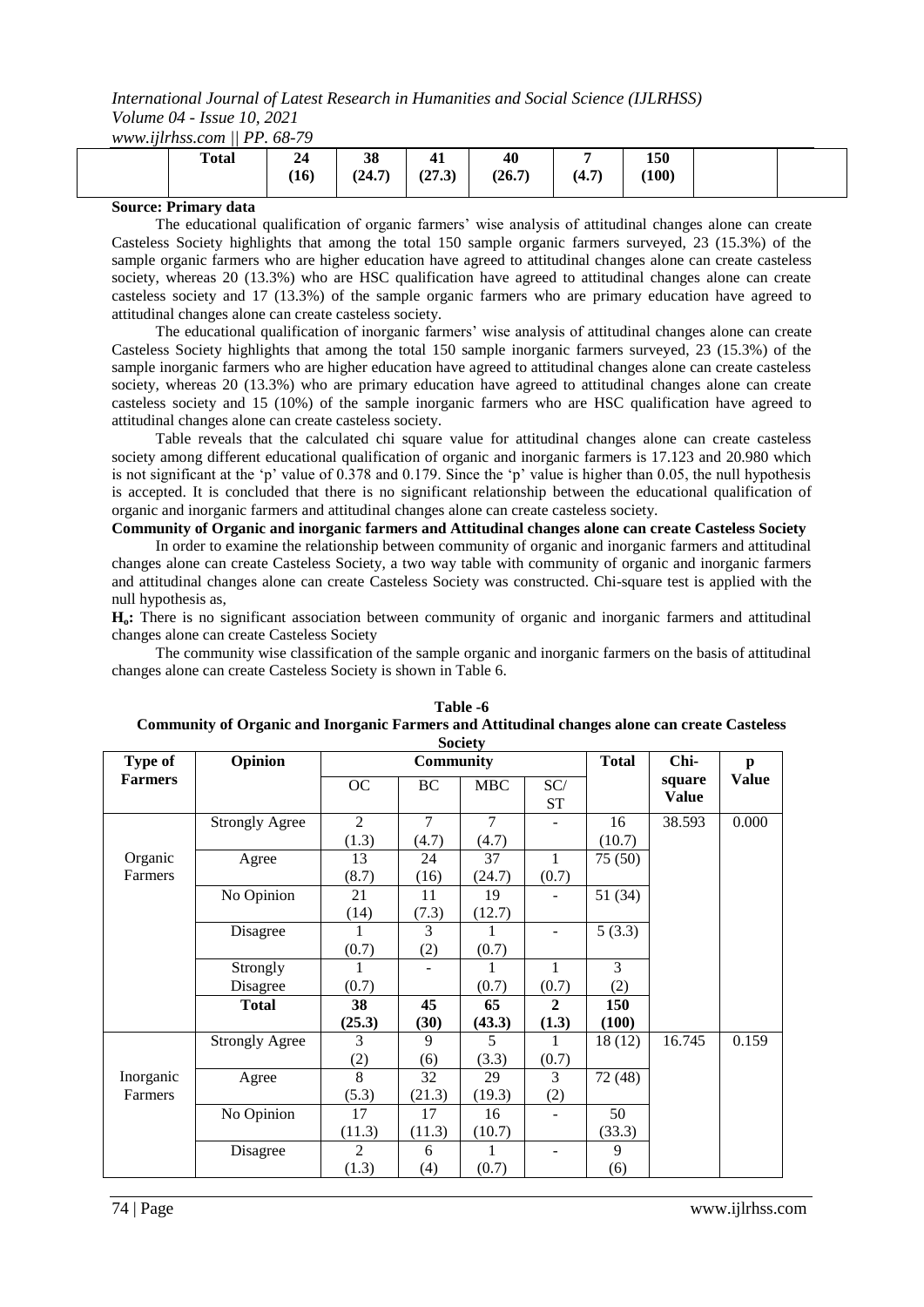| | Total | 24 (16) | 38 (24.7) | 41 (27.3) | 40 (26.7) | 7 (4.7) | 150 (100) | | |
|---|---|---|---|---|---|---|---|---|---|

**Source: Primary data**

The educational qualification of organic farmers' wise analysis of attitudinal changes alone can create Casteless Society highlights that among the total 150 sample organic farmers surveyed, 23 (15.3%) of the sample organic farmers who are higher education have agreed to attitudinal changes alone can create casteless society, whereas 20 (13.3%) who are HSC qualification have agreed to attitudinal changes alone can create casteless society and 17 (13.3%) of the sample organic farmers who are primary education have agreed to attitudinal changes alone can create casteless society.

The educational qualification of inorganic farmers' wise analysis of attitudinal changes alone can create Casteless Society highlights that among the total 150 sample inorganic farmers surveyed, 23 (15.3%) of the sample inorganic farmers who are higher education have agreed to attitudinal changes alone can create casteless society, whereas 20 (13.3%) who are primary education have agreed to attitudinal changes alone can create casteless society and 15 (10%) of the sample inorganic farmers who are HSC qualification have agreed to attitudinal changes alone can create casteless society.

Table reveals that the calculated chi square value for attitudinal changes alone can create casteless society among different educational qualification of organic and inorganic farmers is 17.123 and 20.980 which is not significant at the 'p' value of 0.378 and 0.179. Since the 'p' value is higher than 0.05, the null hypothesis is accepted. It is concluded that there is no significant relationship between the educational qualification of organic and inorganic farmers and attitudinal changes alone can create casteless society.

**Community of Organic and inorganic farmers and Attitudinal changes alone can create Casteless Society**

In order to examine the relationship between community of organic and inorganic farmers and attitudinal changes alone can create Casteless Society, a two way table with community of organic and inorganic farmers and attitudinal changes alone can create Casteless Society was constructed. Chi-square test is applied with the null hypothesis as,

**$H_o$:** There is no significant association between community of organic and inorganic farmers and attitudinal changes alone can create Casteless Society

The community wise classification of the sample organic and inorganic farmers on the basis of attitudinal changes alone can create Casteless Society is shown in Table 6.

**Table -6**
**Community of Organic and Inorganic Farmers and Attitudinal changes alone can create Casteless Society**

| Type of Farmers | Opinion | Community | | | | Total | Chi-square Value | p Value |
|---|---|---|---|---|---|---|---|---|
| | | OC | BC | MBC | SC/ ST | | | |
| Organic Farmers | Strongly Agree | 2 (1.3) | 7 (4.7) | 7 (4.7) | - | 16 (10.7) | 38.593 | 0.000 |
| | Agree | 13 (8.7) | 24 (16) | 37 (24.7) | 1 (0.7) | 75 (50) | | |
| | No Opinion | 21 (14) | 11 (7.3) | 19 (12.7) | - | 51 (34) | | |
| | Disagree | 1 (0.7) | 3 (2) | 1 (0.7) | - | 5 (3.3) | | |
| | Strongly Disagree | 1 (0.7) | - | 1 (0.7) | 1 (0.7) | 3 (2) | | |
| | **Total** | **38 (25.3)** | **45 (30)** | **65 (43.3)** | **2 (1.3)** | **150 (100)** | | |
| Inorganic Farmers | Strongly Agree | 3 (2) | 9 (6) | 5 (3.3) | 1 (0.7) | 18 (12) | 16.745 | 0.159 |
| | Agree | 8 (5.3) | 32 (21.3) | 29 (19.3) | 3 (2) | 72 (48) | | |
| | No Opinion | 17 (11.3) | 17 (11.3) | 16 (10.7) | - | 50 (33.3) | | |
| | Disagree | 2 (1.3) | 6 (4) | 1 (0.7) | - | 9 (6) | | |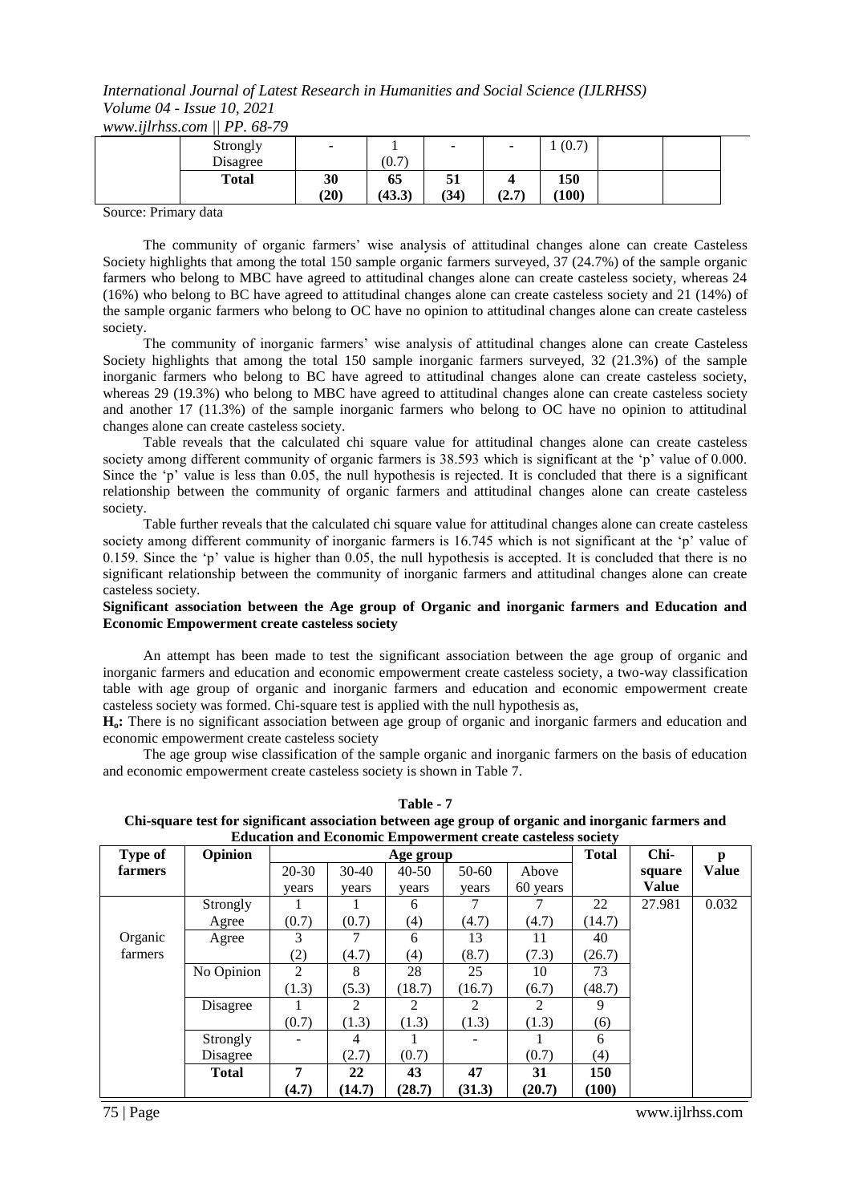| | Strongly Disagree | - | 1 (0.7) | - | - | 1 (0.7) | | |
|---|---|---|---|---|---|---|---|---|
| | **Total** | **30 (20)** | **65 (43.3)** | **51 (34)** | **4 (2.7)** | **150 (100)** | | |

Source: Primary data

The community of organic farmers' wise analysis of attitudinal changes alone can create Casteless Society highlights that among the total 150 sample organic farmers surveyed, 37 (24.7%) of the sample organic farmers who belong to MBC have agreed to attitudinal changes alone can create casteless society, whereas 24 (16%) who belong to BC have agreed to attitudinal changes alone can create casteless society and 21 (14%) of the sample organic farmers who belong to OC have no opinion to attitudinal changes alone can create casteless society.

The community of inorganic farmers' wise analysis of attitudinal changes alone can create Casteless Society highlights that among the total 150 sample inorganic farmers surveyed, 32 (21.3%) of the sample inorganic farmers who belong to BC have agreed to attitudinal changes alone can create casteless society, whereas 29 (19.3%) who belong to MBC have agreed to attitudinal changes alone can create casteless society and another 17 (11.3%) of the sample inorganic farmers who belong to OC have no opinion to attitudinal changes alone can create casteless society.

Table reveals that the calculated chi square value for attitudinal changes alone can create casteless society among different community of organic farmers is 38.593 which is significant at the 'p' value of 0.000. Since the 'p' value is less than 0.05, the null hypothesis is rejected. It is concluded that there is a significant relationship between the community of organic farmers and attitudinal changes alone can create casteless society.

Table further reveals that the calculated chi square value for attitudinal changes alone can create casteless society among different community of inorganic farmers is 16.745 which is not significant at the 'p' value of 0.159. Since the 'p' value is higher than 0.05, the null hypothesis is accepted. It is concluded that there is no significant relationship between the community of inorganic farmers and attitudinal changes alone can create casteless society.

**Significant association between the Age group of Organic and inorganic farmers and Education and Economic Empowerment create casteless society**

An attempt has been made to test the significant association between the age group of organic and inorganic farmers and education and economic empowerment create casteless society, a two-way classification table with age group of organic and inorganic farmers and education and economic empowerment create casteless society was formed. Chi-square test is applied with the null hypothesis as,

**$H_o$:** There is no significant association between age group of organic and inorganic farmers and education and economic empowerment create casteless society

The age group wise classification of the sample organic and inorganic farmers on the basis of education and economic empowerment create casteless society is shown in Table 7.

**Table - 7**
**Chi-square test for significant association between age group of organic and inorganic farmers and Education and Economic Empowerment create casteless society**

| Type of farmers | Opinion | Age group | | | | | Total | Chi-square Value | p Value |
|---|---|---|---|---|---|---|---|---|---|
| | | 20-30 years | 30-40 years | 40-50 years | 50-60 years | Above 60 years | | | |
| Organic farmers | Strongly Agree | 1 (0.7) | 1 (0.7) | 6 (4) | 7 (4.7) | 7 (4.7) | 22 (14.7) | 27.981 | 0.032 |
| | Agree | 3 (2) | 7 (4.7) | 6 (4) | 13 (8.7) | 11 (7.3) | 40 (26.7) | | |
| | No Opinion | 2 (1.3) | 8 (5.3) | 28 (18.7) | 25 (16.7) | 10 (6.7) | 73 (48.7) | | |
| | Disagree | 1 (0.7) | 2 (1.3) | 2 (1.3) | 2 (1.3) | 2 (1.3) | 9 (6) | | |
| | Strongly Disagree | - | 4 (2.7) | 1 (0.7) | - | 1 (0.7) | 6 (4) | | |
| | **Total** | **7 (4.7)** | **22 (14.7)** | **43 (28.7)** | **47 (31.3)** | **31 (20.7)** | **150 (100)** | | |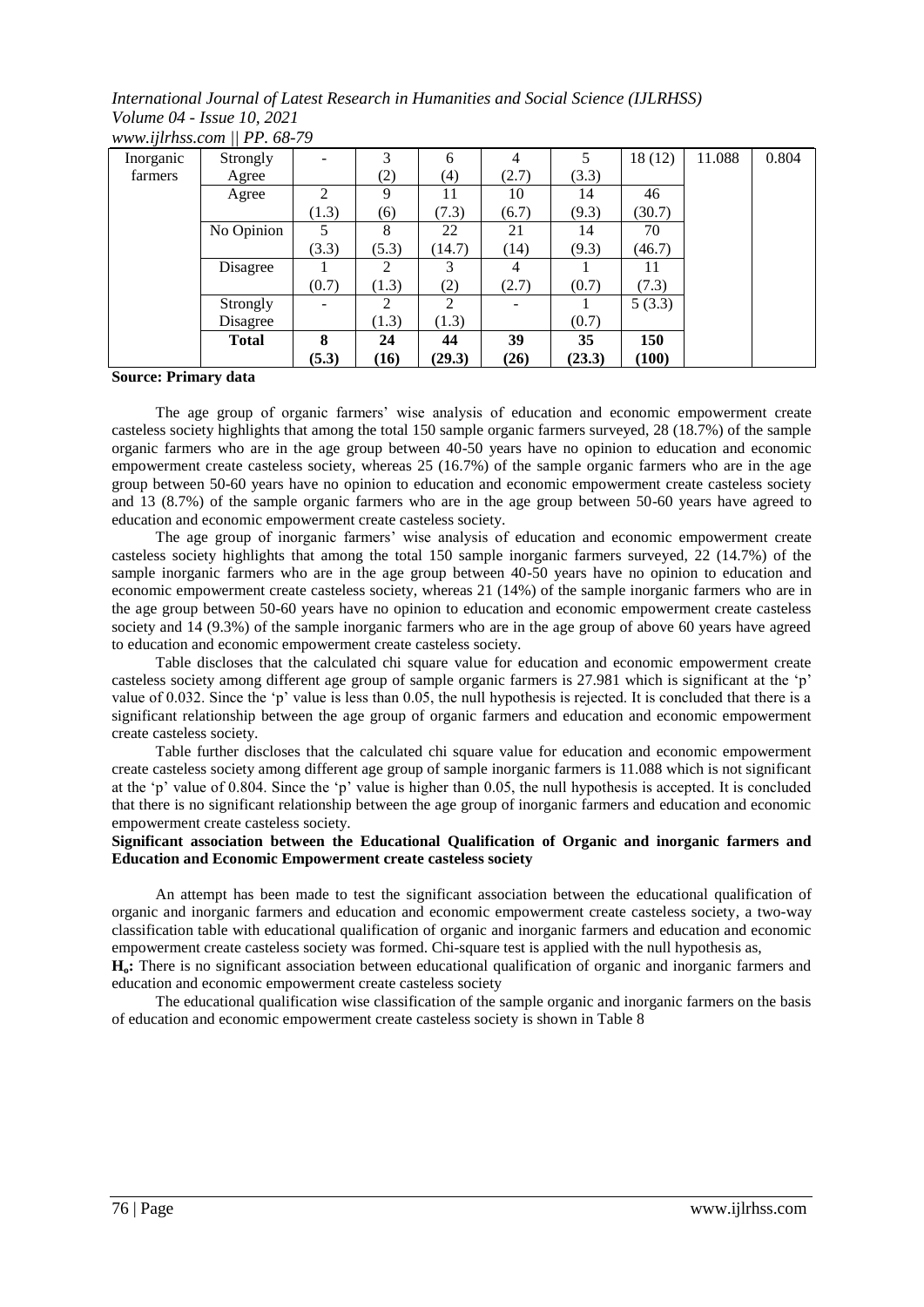| Inorganic farmers | Strongly Agree | - | 3 (2) | 6 (4) | 4 (2.7) | 5 (3.3) | 18 (12) | 11.088 | 0.804 |
|---|---|---|---|---|---|---|---|---|---|
| | Agree | 2 (1.3) | 9 (6) | 11 (7.3) | 10 (6.7) | 14 (9.3) | 46 (30.7) | | |
| | No Opinion | 5 (3.3) | 8 (5.3) | 22 (14.7) | 21 (14) | 14 (9.3) | 70 (46.7) | | |
| | Disagree | 1 (0.7) | 2 (1.3) | 3 (2) | 4 (2.7) | 1 (0.7) | 11 (7.3) | | |
| | Strongly Disagree | - | 2 (1.3) | 2 (1.3) | - | 1 (0.7) | 5 (3.3) | | |
| | **Total** | **8 (5.3)** | **24 (16)** | **44 (29.3)** | **39 (26)** | **35 (23.3)** | **150 (100)** | | |

**Source: Primary data**

The age group of organic farmers' wise analysis of education and economic empowerment create casteless society highlights that among the total 150 sample organic farmers surveyed, 28 (18.7%) of the sample organic farmers who are in the age group between 40-50 years have no opinion to education and economic empowerment create casteless society, whereas 25 (16.7%) of the sample organic farmers who are in the age group between 50-60 years have no opinion to education and economic empowerment create casteless society and 13 (8.7%) of the sample organic farmers who are in the age group between 50-60 years have agreed to education and economic empowerment create casteless society.

The age group of inorganic farmers' wise analysis of education and economic empowerment create casteless society highlights that among the total 150 sample inorganic farmers surveyed, 22 (14.7%) of the sample inorganic farmers who are in the age group between 40-50 years have no opinion to education and economic empowerment create casteless society, whereas 21 (14%) of the sample inorganic farmers who are in the age group between 50-60 years have no opinion to education and economic empowerment create casteless society and 14 (9.3%) of the sample inorganic farmers who are in the age group of above 60 years have agreed to education and economic empowerment create casteless society.

Table discloses that the calculated chi square value for education and economic empowerment create casteless society among different age group of sample organic farmers is 27.981 which is significant at the 'p' value of 0.032. Since the 'p' value is less than 0.05, the null hypothesis is rejected. It is concluded that there is a significant relationship between the age group of organic farmers and education and economic empowerment create casteless society.

Table further discloses that the calculated chi square value for education and economic empowerment create casteless society among different age group of sample inorganic farmers is 11.088 which is not significant at the 'p' value of 0.804. Since the 'p' value is higher than 0.05, the null hypothesis is accepted. It is concluded that there is no significant relationship between the age group of inorganic farmers and education and economic empowerment create casteless society.

**Significant association between the Educational Qualification of Organic and inorganic farmers and Education and Economic Empowerment create casteless society**

An attempt has been made to test the significant association between the educational qualification of organic and inorganic farmers and education and economic empowerment create casteless society, a two-way classification table with educational qualification of organic and inorganic farmers and education and economic empowerment create casteless society was formed. Chi-square test is applied with the null hypothesis as,

**$H_o$:** There is no significant association between educational qualification of organic and inorganic farmers and education and economic empowerment create casteless society

The educational qualification wise classification of the sample organic and inorganic farmers on the basis of education and economic empowerment create casteless society is shown in Table 8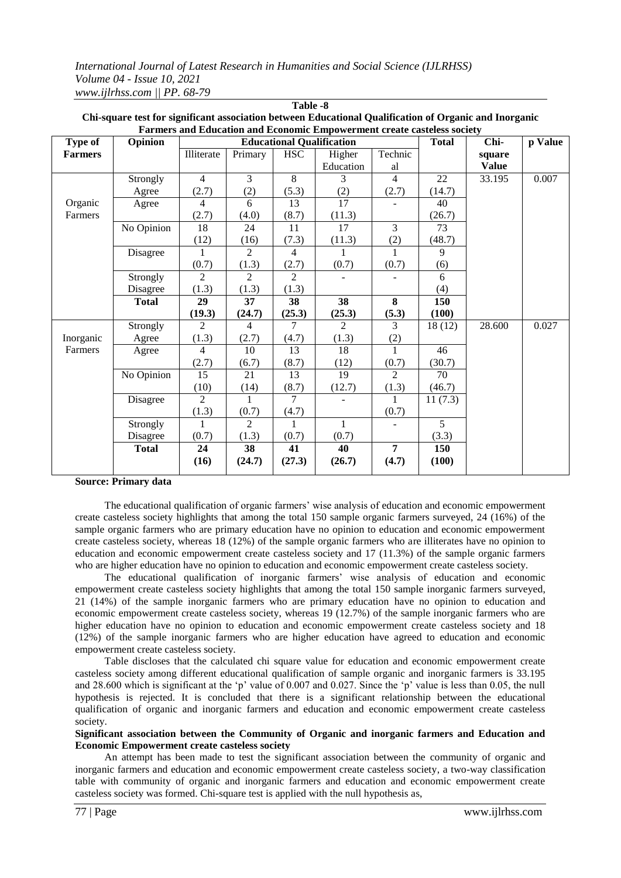**Table -8**

**Chi-square test for significant association between Educational Qualification of Organic and Inorganic Farmers and Education and Economic Empowerment create casteless society**

| Type of Farmers | Opinion | Educational Qualification | | | | | Total | Chi-square Value | p Value |
|---|---|---|---|---|---|---|---|---|---|
| | | Illiterate | Primary | HSC | Higher Education | Technical | | | |
| Organic Farmers | Strongly Agree | 4 (2.7) | 3 (2) | 8 (5.3) | 3 (2) | 4 (2.7) | 22 (14.7) | 33.195 | 0.007 |
| | Agree | 4 (2.7) | 6 (4.0) | 13 (8.7) | 17 (11.3) | - | 40 (26.7) | | |
| | No Opinion | 18 (12) | 24 (16) | 11 (7.3) | 17 (11.3) | 3 (2) | 73 (48.7) | | |
| | Disagree | 1 (0.7) | 2 (1.3) | 4 (2.7) | 1 (0.7) | 1 (0.7) | 9 (6) | | |
| | Strongly Disagree | 2 (1.3) | 2 (1.3) | 2 (1.3) | - | - | 6 (4) | | |
| | **Total** | **29 (19.3)** | **37 (24.7)** | **38 (25.3)** | **38 (25.3)** | **8 (5.3)** | **150 (100)** | | |
| Inorganic Farmers | Strongly Agree | 2 (1.3) | 4 (2.7) | 7 (4.7) | 2 (1.3) | 3 (2) | 18 (12) | 28.600 | 0.027 |
| | Agree | 4 (2.7) | 10 (6.7) | 13 (8.7) | 18 (12) | 1 (0.7) | 46 (30.7) | | |
| | No Opinion | 15 (10) | 21 (14) | 13 (8.7) | 19 (12.7) | 2 (1.3) | 70 (46.7) | | |
| | Disagree | 2 (1.3) | 1 (0.7) | 7 (4.7) | - | 1 (0.7) | 11 (7.3) | | |
| | Strongly Disagree | 1 (0.7) | 2 (1.3) | 1 (0.7) | 1 (0.7) | - | 5 (3.3) | | |
| | **Total** | **24 (16)** | **38 (24.7)** | **41 (27.3)** | **40 (26.7)** | **7 (4.7)** | **150 (100)** | | |

**Source: Primary data**

The educational qualification of organic farmers' wise analysis of education and economic empowerment create casteless society highlights that among the total 150 sample organic farmers surveyed, 24 (16%) of the sample organic farmers who are primary education have no opinion to education and economic empowerment create casteless society, whereas 18 (12%) of the sample organic farmers who are illiterates have no opinion to education and economic empowerment create casteless society and 17 (11.3%) of the sample organic farmers who are higher education have no opinion to education and economic empowerment create casteless society.

The educational qualification of inorganic farmers' wise analysis of education and economic empowerment create casteless society highlights that among the total 150 sample inorganic farmers surveyed, 21 (14%) of the sample inorganic farmers who are primary education have no opinion to education and economic empowerment create casteless society, whereas 19 (12.7%) of the sample inorganic farmers who are higher education have no opinion to education and economic empowerment create casteless society and 18 (12%) of the sample inorganic farmers who are higher education have agreed to education and economic empowerment create casteless society.

Table discloses that the calculated chi square value for education and economic empowerment create casteless society among different educational qualification of sample organic and inorganic farmers is 33.195 and 28.600 which is significant at the 'p' value of 0.007 and 0.027. Since the 'p' value is less than 0.05, the null hypothesis is rejected. It is concluded that there is a significant relationship between the educational qualification of organic and inorganic farmers and education and economic empowerment create casteless society.

**Significant association between the Community of Organic and inorganic farmers and Education and Economic Empowerment create casteless society**

An attempt has been made to test the significant association between the community of organic and inorganic farmers and education and economic empowerment create casteless society, a two-way classification table with community of organic and inorganic farmers and education and economic empowerment create casteless society was formed. Chi-square test is applied with the null hypothesis as,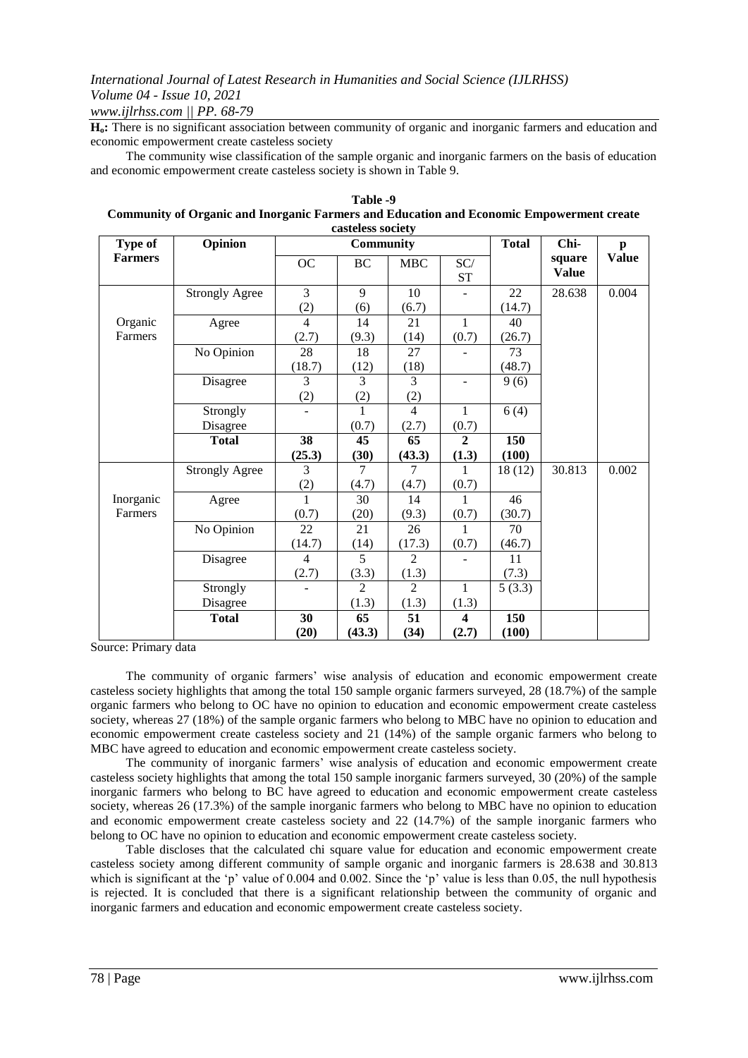**$H_o$:** There is no significant association between community of organic and inorganic farmers and education and economic empowerment create casteless society

The community wise classification of the sample organic and inorganic farmers on the basis of education and economic empowerment create casteless society is shown in Table 9.

**Table -9**
**Community of Organic and Inorganic Farmers and Education and Economic Empowerment create casteless society**

| Type of Farmers | Opinion | Community | | | | Total | Chi-square Value | p Value |
|---|---|---|---|---|---|---|---|---|
| | | OC | BC | MBC | SC/ ST | | | |
| Organic Farmers | Strongly Agree | 3 (2) | 9 (6) | 10 (6.7) | - | 22 (14.7) | 28.638 | 0.004 |
| | Agree | 4 (2.7) | 14 (9.3) | 21 (14) | 1 (0.7) | 40 (26.7) | | |
| | No Opinion | 28 (18.7) | 18 (12) | 27 (18) | - | 73 (48.7) | | |
| | Disagree | 3 (2) | 3 (2) | 3 (2) | - | 9 (6) | | |
| | Strongly Disagree | - | 1 (0.7) | 4 (2.7) | 1 (0.7) | 6 (4) | | |
| | **Total** | **38 (25.3)** | **45 (30)** | **65 (43.3)** | **2 (1.3)** | **150 (100)** | | |
| Inorganic Farmers | Strongly Agree | 3 (2) | 7 (4.7) | 7 (4.7) | 1 (0.7) | 18 (12) | 30.813 | 0.002 |
| | Agree | 1 (0.7) | 30 (20) | 14 (9.3) | 1 (0.7) | 46 (30.7) | | |
| | No Opinion | 22 (14.7) | 21 (14) | 26 (17.3) | 1 (0.7) | 70 (46.7) | | |
| | Disagree | 4 (2.7) | 5 (3.3) | 2 (1.3) | - | 11 (7.3) | | |
| | Strongly Disagree | - | 2 (1.3) | 2 (1.3) | 1 (1.3) | 5 (3.3) | | |
| | **Total** | **30 (20)** | **65 (43.3)** | **51 (34)** | **4 (2.7)** | **150 (100)** | | |

Source: Primary data

The community of organic farmers' wise analysis of education and economic empowerment create casteless society highlights that among the total 150 sample organic farmers surveyed, 28 (18.7%) of the sample organic farmers who belong to OC have no opinion to education and economic empowerment create casteless society, whereas 27 (18%) of the sample organic farmers who belong to MBC have no opinion to education and economic empowerment create casteless society and 21 (14%) of the sample organic farmers who belong to MBC have agreed to education and economic empowerment create casteless society.

The community of inorganic farmers' wise analysis of education and economic empowerment create casteless society highlights that among the total 150 sample inorganic farmers surveyed, 30 (20%) of the sample inorganic farmers who belong to BC have agreed to education and economic empowerment create casteless society, whereas 26 (17.3%) of the sample inorganic farmers who belong to MBC have no opinion to education and economic empowerment create casteless society and 22 (14.7%) of the sample inorganic farmers who belong to OC have no opinion to education and economic empowerment create casteless society.

Table discloses that the calculated chi square value for education and economic empowerment create casteless society among different community of sample organic and inorganic farmers is 28.638 and 30.813 which is significant at the 'p' value of 0.004 and 0.002. Since the 'p' value is less than 0.05, the null hypothesis is rejected. It is concluded that there is a significant relationship between the community of organic and inorganic farmers and education and economic empowerment create casteless society.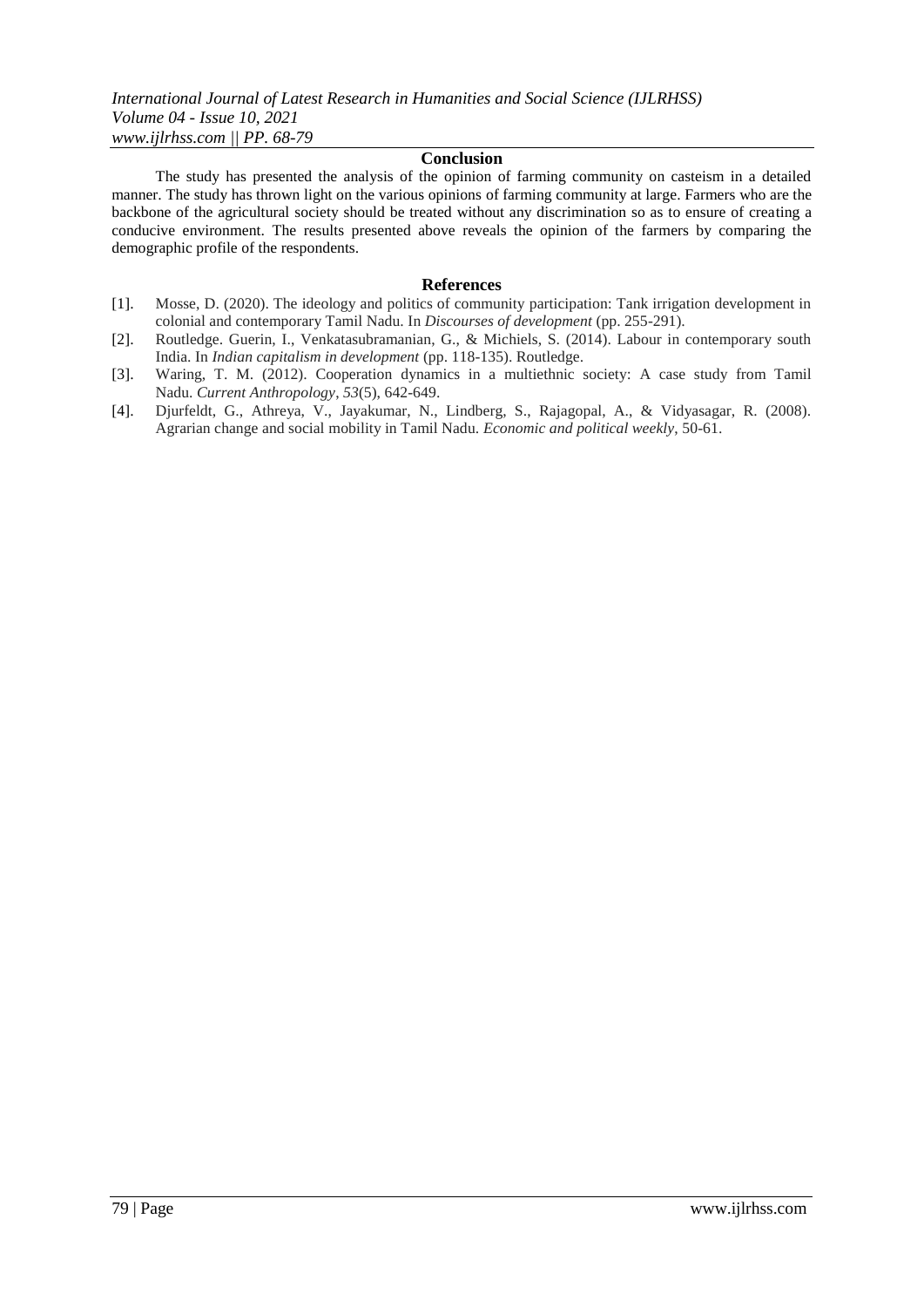## Conclusion

The study has presented the analysis of the opinion of farming community on casteism in a detailed manner. The study has thrown light on the various opinions of farming community at large. Farmers who are the backbone of the agricultural society should be treated without any discrimination so as to ensure of creating a conducive environment. The results presented above reveals the opinion of the farmers by comparing the demographic profile of the respondents.

## References

[1]. Mosse, D. (2020). The ideology and politics of community participation: Tank irrigation development in colonial and contemporary Tamil Nadu. In *Discourses of development* (pp. 255-291).

[2]. Routledge. Guerin, I., Venkatasubramanian, G., & Michiels, S. (2014). Labour in contemporary south India. In *Indian capitalism in development* (pp. 118-135). Routledge.

[3]. Waring, T. M. (2012). Cooperation dynamics in a multiethnic society: A case study from Tamil Nadu. *Current Anthropology*, *53*(5), 642-649.

[4]. Djurfeldt, G., Athreya, V., Jayakumar, N., Lindberg, S., Rajagopal, A., & Vidyasagar, R. (2008). Agrarian change and social mobility in Tamil Nadu. *Economic and political weekly*, 50-61.